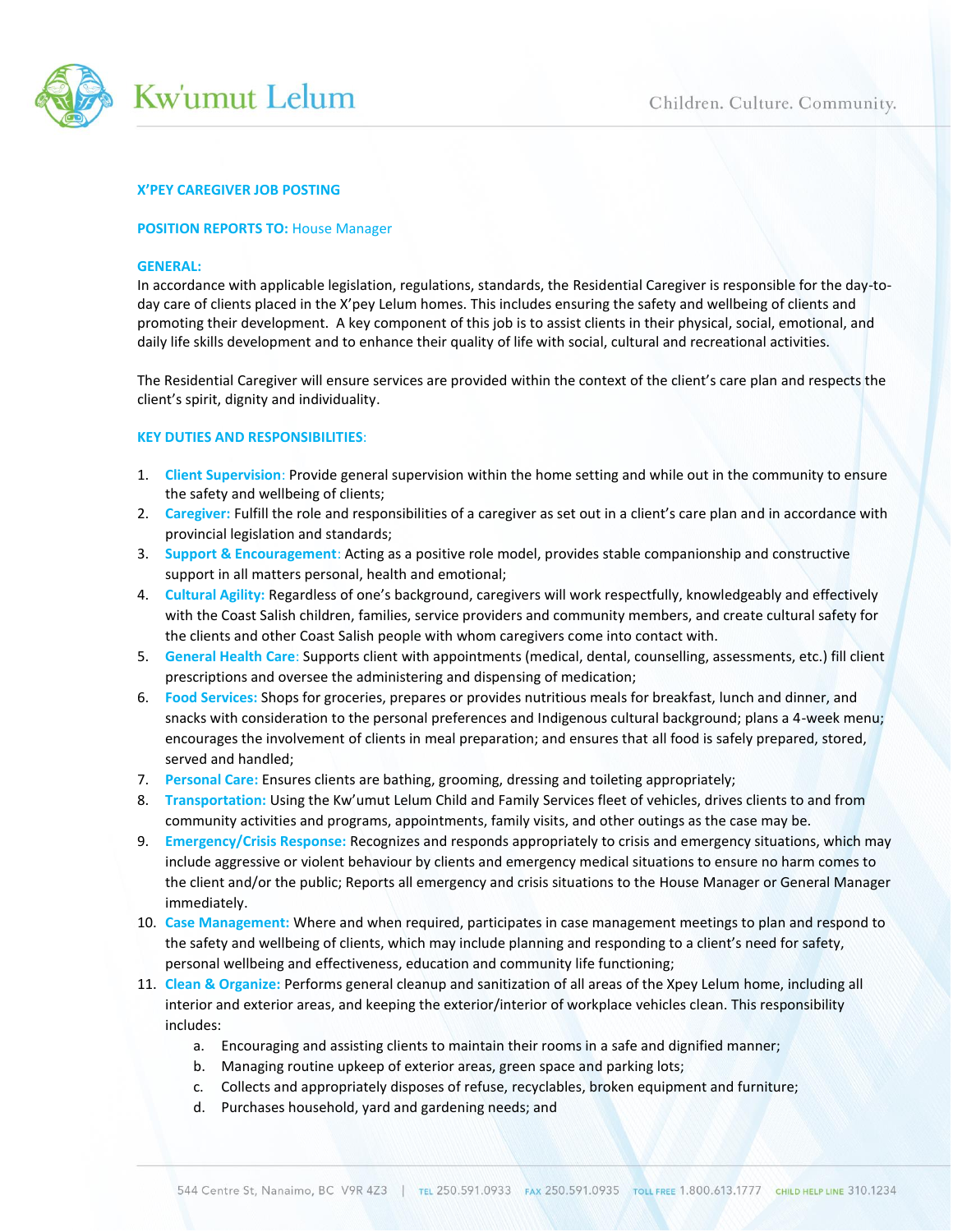## X'PEY CAREGIVER JOB POSTING

**POSITION REPORTS TO:** House Manager

**GENERAL:**

In accordance with applicable legislation, regulations, standards, the Residential Caregiver is responsible for the day-to-day care of clients placed in the X'pey Lelum homes. This includes ensuring the safety and wellbeing of clients and promoting their development. A key component of this job is to assist clients in their physical, social, emotional, and daily life skills development and to enhance their quality of life with social, cultural and recreational activities.

The Residential Caregiver will ensure services are provided within the context of the client's care plan and respects the client's spirit, dignity and individuality.

**KEY DUTIES AND RESPONSIBILITIES:**

1. **Client Supervision**: Provide general supervision within the home setting and while out in the community to ensure the safety and wellbeing of clients;
2. **Caregiver:** Fulfill the role and responsibilities of a caregiver as set out in a client's care plan and in accordance with provincial legislation and standards;
3. **Support & Encouragement**: Acting as a positive role model, provides stable companionship and constructive support in all matters personal, health and emotional;
4. **Cultural Agility:** Regardless of one's background, caregivers will work respectfully, knowledgeably and effectively with the Coast Salish children, families, service providers and community members, and create cultural safety for the clients and other Coast Salish people with whom caregivers come into contact with.
5. **General Health Care**: Supports client with appointments (medical, dental, counselling, assessments, etc.) fill client prescriptions and oversee the administering and dispensing of medication;
6. **Food Services:** Shops for groceries, prepares or provides nutritious meals for breakfast, lunch and dinner, and snacks with consideration to the personal preferences and Indigenous cultural background; plans a 4-week menu; encourages the involvement of clients in meal preparation; and ensures that all food is safely prepared, stored, served and handled;
7. **Personal Care:** Ensures clients are bathing, grooming, dressing and toileting appropriately;
8. **Transportation:** Using the Kw'umut Lelum Child and Family Services fleet of vehicles, drives clients to and from community activities and programs, appointments, family visits, and other outings as the case may be.
9. **Emergency/Crisis Response:** Recognizes and responds appropriately to crisis and emergency situations, which may include aggressive or violent behaviour by clients and emergency medical situations to ensure no harm comes to the client and/or the public; Reports all emergency and crisis situations to the House Manager or General Manager immediately.
10. **Case Management:** Where and when required, participates in case management meetings to plan and respond to the safety and wellbeing of clients, which may include planning and responding to a client's need for safety, personal wellbeing and effectiveness, education and community life functioning;
11. **Clean & Organize:** Performs general cleanup and sanitization of all areas of the Xpey Lelum home, including all interior and exterior areas, and keeping the exterior/interior of workplace vehicles clean. This responsibility includes:
    a. Encouraging and assisting clients to maintain their rooms in a safe and dignified manner;
    b. Managing routine upkeep of exterior areas, green space and parking lots;
    c. Collects and appropriately disposes of refuse, recyclables, broken equipment and furniture;
    d. Purchases household, yard and gardening needs; and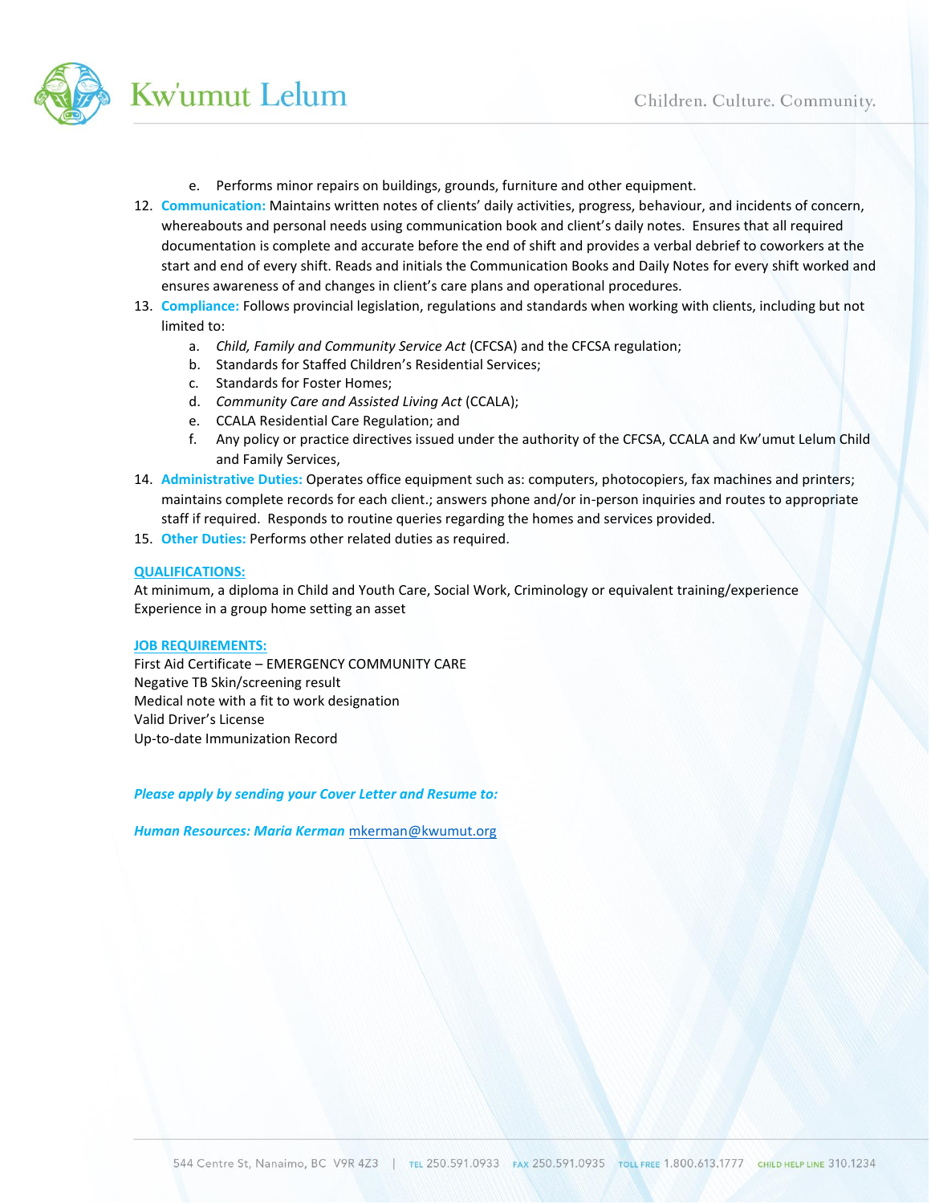e. Performs minor repairs on buildings, grounds, furniture and other equipment.

12. **Communication:** Maintains written notes of clients' daily activities, progress, behaviour, and incidents of concern, whereabouts and personal needs using communication book and client's daily notes. Ensures that all required documentation is complete and accurate before the end of shift and provides a verbal debrief to coworkers at the start and end of every shift. Reads and initials the Communication Books and Daily Notes for every shift worked and ensures awareness of and changes in client's care plans and operational procedures.
13. **Compliance:** Follows provincial legislation, regulations and standards when working with clients, including but not limited to:
    a. *Child, Family and Community Service Act* (CFCSA) and the CFCSA regulation;
    b. Standards for Staffed Children's Residential Services;
    c. Standards for Foster Homes;
    d. *Community Care and Assisted Living Act* (CCALA);
    e. CCALA Residential Care Regulation; and
    f. Any policy or practice directives issued under the authority of the CFCSA, CCALA and Kw'umut Lelum Child and Family Services,
14. **Administrative Duties:** Operates office equipment such as: computers, photocopiers, fax machines and printers; maintains complete records for each client.; answers phone and/or in-person inquiries and routes to appropriate staff if required. Responds to routine queries regarding the homes and services provided.
15. **Other Duties:** Performs other related duties as required.

**QUALIFICATIONS:**

At minimum, a diploma in Child and Youth Care, Social Work, Criminology or equivalent training/experience
Experience in a group home setting an asset

**JOB REQUIREMENTS:**

First Aid Certificate – EMERGENCY COMMUNITY CARE
Negative TB Skin/screening result
Medical note with a fit to work designation
Valid Driver's License
Up-to-date Immunization Record

***Please apply by sending your Cover Letter and Resume to:***

***Human Resources: Maria Kerman*** mkerman@kwumut.org